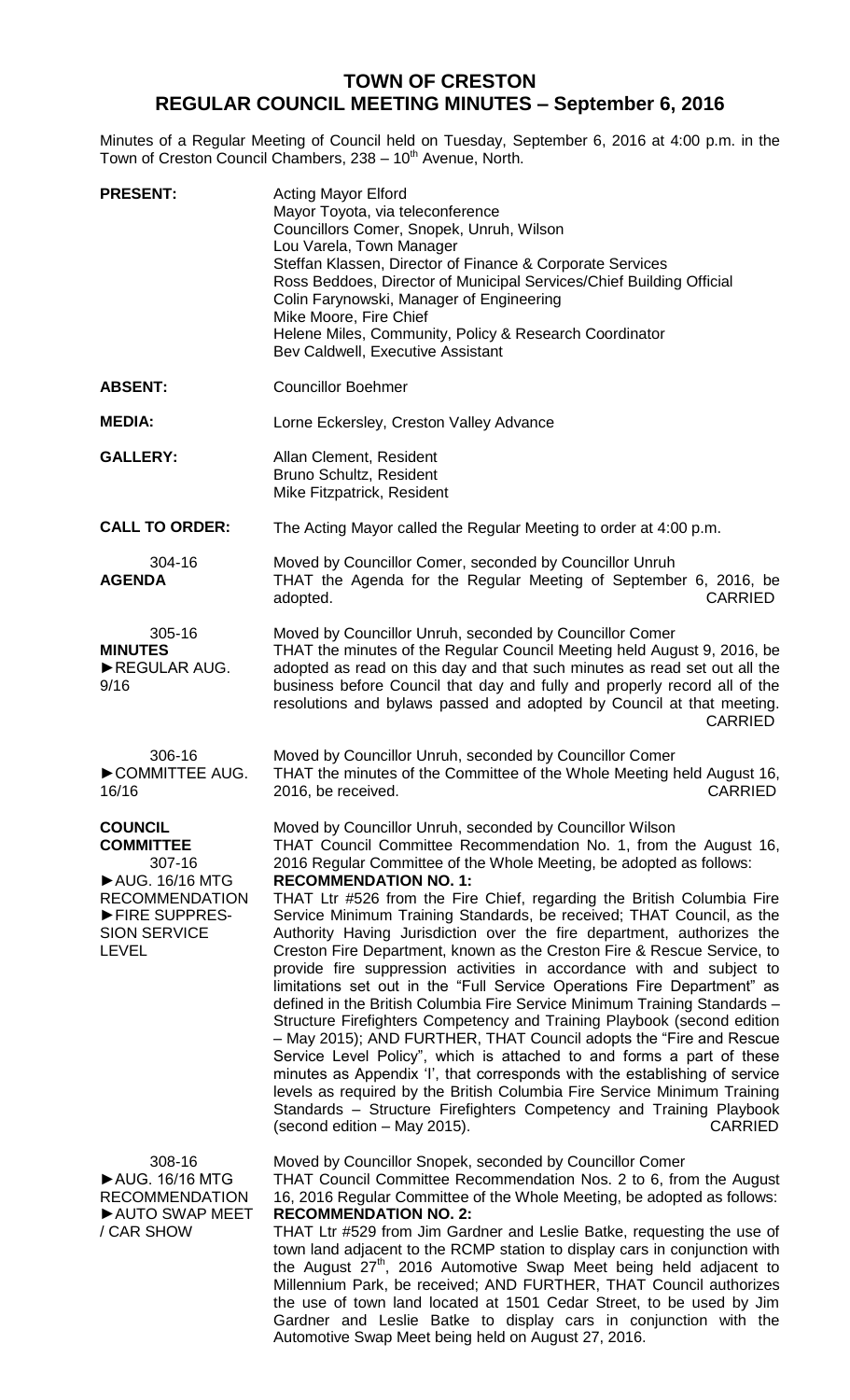# TOWN OF CRESTON
## REGULAR COUNCIL MEETING MINUTES – September 6, 2016

Minutes of a Regular Meeting of Council held on Tuesday, September 6, 2016 at 4:00 p.m. in the Town of Creston Council Chambers, 238 – 10th Avenue, North.

**PRESENT:**
Acting Mayor Elford
Mayor Toyota, via teleconference
Councillors Comer, Snopek, Unruh, Wilson
Lou Varela, Town Manager
Steffan Klassen, Director of Finance & Corporate Services
Ross Beddoes, Director of Municipal Services/Chief Building Official
Colin Farynowski, Manager of Engineering
Mike Moore, Fire Chief
Helene Miles, Community, Policy & Research Coordinator
Bev Caldwell, Executive Assistant

**ABSENT:** Councillor Boehmer

**MEDIA:** Lorne Eckersley, Creston Valley Advance

**GALLERY:**
Allan Clement, Resident
Bruno Schultz, Resident
Mike Fitzpatrick, Resident

**CALL TO ORDER:** The Acting Mayor called the Regular Meeting to order at 4:00 p.m.

304-16
**AGENDA**

Moved by Councillor Comer, seconded by Councillor Unruh
THAT the Agenda for the Regular Meeting of September 6, 2016, be adopted. CARRIED

305-16
**MINUTES**
►REGULAR AUG. 9/16

Moved by Councillor Unruh, seconded by Councillor Comer
THAT the minutes of the Regular Council Meeting held August 9, 2016, be adopted as read on this day and that such minutes as read set out all the business before Council that day and fully and properly record all of the resolutions and bylaws passed and adopted by Council at that meeting. CARRIED

306-16
►COMMITTEE AUG. 16/16

Moved by Councillor Unruh, seconded by Councillor Comer
THAT the minutes of the Committee of the Whole Meeting held August 16, 2016, be received. CARRIED

**COUNCIL COMMITTEE**
307-16
►AUG. 16/16 MTG RECOMMENDATION
►FIRE SUPPRESSION SERVICE LEVEL

Moved by Councillor Unruh, seconded by Councillor Wilson
THAT Council Committee Recommendation No. 1, from the August 16, 2016 Regular Committee of the Whole Meeting, be adopted as follows:
**RECOMMENDATION NO. 1:**
THAT Ltr #526 from the Fire Chief, regarding the British Columbia Fire Service Minimum Training Standards, be received; THAT Council, as the Authority Having Jurisdiction over the fire department, authorizes the Creston Fire Department, known as the Creston Fire & Rescue Service, to provide fire suppression activities in accordance with and subject to limitations set out in the "Full Service Operations Fire Department" as defined in the British Columbia Fire Service Minimum Training Standards – Structure Firefighters Competency and Training Playbook (second edition – May 2015); AND FURTHER, THAT Council adopts the "Fire and Rescue Service Level Policy", which is attached to and forms a part of these minutes as Appendix 'I', that corresponds with the establishing of service levels as required by the British Columbia Fire Service Minimum Training Standards – Structure Firefighters Competency and Training Playbook (second edition – May 2015). CARRIED

308-16
►AUG. 16/16 MTG RECOMMENDATION
►AUTO SWAP MEET / CAR SHOW

Moved by Councillor Snopek, seconded by Councillor Comer
THAT Council Committee Recommendation Nos. 2 to 6, from the August 16, 2016 Regular Committee of the Whole Meeting, be adopted as follows:
**RECOMMENDATION NO. 2:**
THAT Ltr #529 from Jim Gardner and Leslie Batke, requesting the use of town land adjacent to the RCMP station to display cars in conjunction with the August 27th, 2016 Automotive Swap Meet being held adjacent to Millennium Park, be received; AND FURTHER, THAT Council authorizes the use of town land located at 1501 Cedar Street, to be used by Jim Gardner and Leslie Batke to display cars in conjunction with the Automotive Swap Meet being held on August 27, 2016.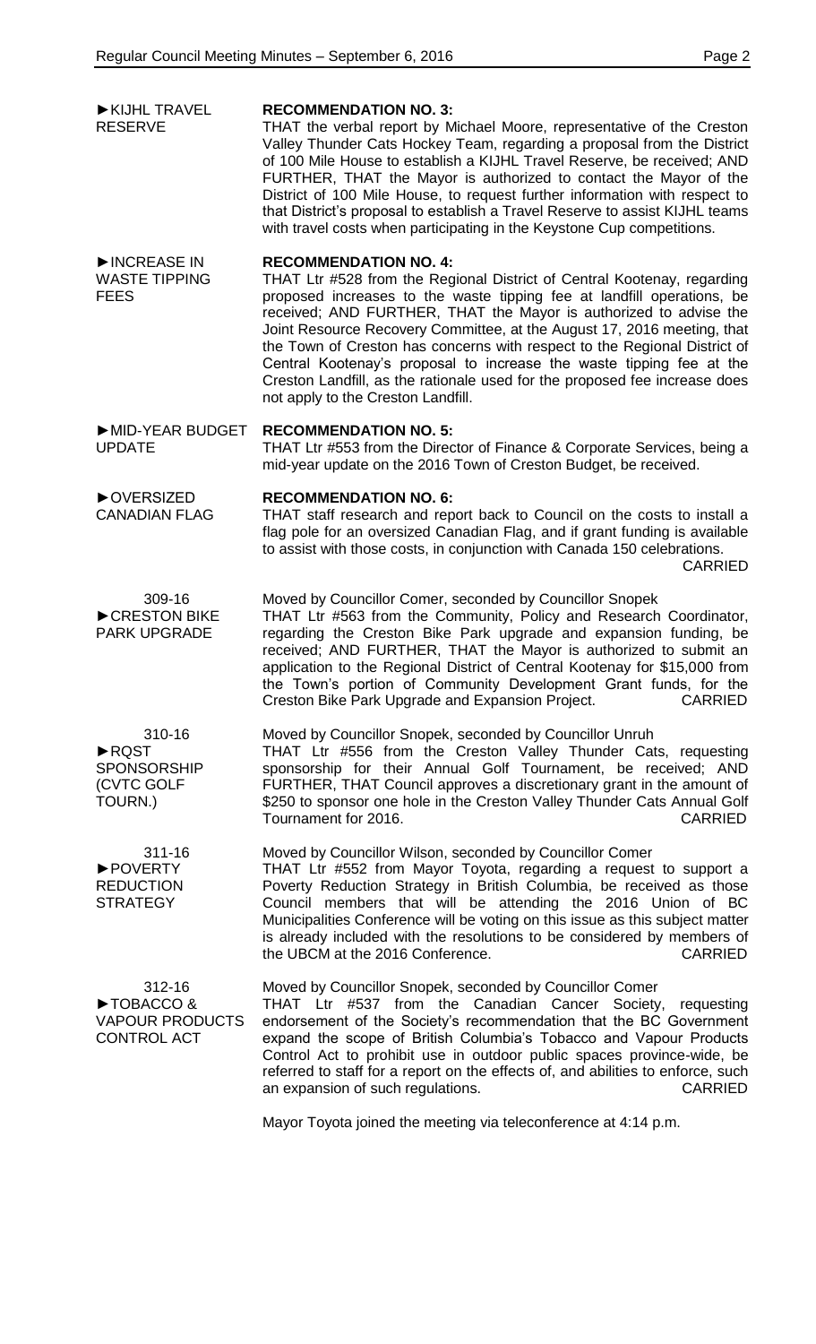**►KIJHL TRAVEL RESERVE**

**RECOMMENDATION NO. 3:**
THAT the verbal report by Michael Moore, representative of the Creston Valley Thunder Cats Hockey Team, regarding a proposal from the District of 100 Mile House to establish a KIJHL Travel Reserve, be received; AND FURTHER, THAT the Mayor is authorized to contact the Mayor of the District of 100 Mile House, to request further information with respect to that District's proposal to establish a Travel Reserve to assist KIJHL teams with travel costs when participating in the Keystone Cup competitions.

**►INCREASE IN WASTE TIPPING FEES**

**RECOMMENDATION NO. 4:**
THAT Ltr #528 from the Regional District of Central Kootenay, regarding proposed increases to the waste tipping fee at landfill operations, be received; AND FURTHER, THAT the Mayor is authorized to advise the Joint Resource Recovery Committee, at the August 17, 2016 meeting, that the Town of Creston has concerns with respect to the Regional District of Central Kootenay's proposal to increase the waste tipping fee at the Creston Landfill, as the rationale used for the proposed fee increase does not apply to the Creston Landfill.

**►MID-YEAR BUDGET UPDATE**

**RECOMMENDATION NO. 5:**
THAT Ltr #553 from the Director of Finance & Corporate Services, being a mid-year update on the 2016 Town of Creston Budget, be received.

**►OVERSIZED CANADIAN FLAG**

**RECOMMENDATION NO. 6:**
THAT staff research and report back to Council on the costs to install a flag pole for an oversized Canadian Flag, and if grant funding is available to assist with those costs, in conjunction with Canada 150 celebrations.
CARRIED

309-16
**►CRESTON BIKE PARK UPGRADE**

Moved by Councillor Comer, seconded by Councillor Snopek
THAT Ltr #563 from the Community, Policy and Research Coordinator, regarding the Creston Bike Park upgrade and expansion funding, be received; AND FURTHER, THAT the Mayor is authorized to submit an application to the Regional District of Central Kootenay for $15,000 from the Town's portion of Community Development Grant funds, for the Creston Bike Park Upgrade and Expansion Project. CARRIED

310-16
**►RQST SPONSORSHIP (CVTC GOLF TOURN.)**

Moved by Councillor Snopek, seconded by Councillor Unruh
THAT Ltr #556 from the Creston Valley Thunder Cats, requesting sponsorship for their Annual Golf Tournament, be received; AND FURTHER, THAT Council approves a discretionary grant in the amount of $250 to sponsor one hole in the Creston Valley Thunder Cats Annual Golf Tournament for 2016. CARRIED

311-16
**►POVERTY REDUCTION STRATEGY**

Moved by Councillor Wilson, seconded by Councillor Comer
THAT Ltr #552 from Mayor Toyota, regarding a request to support a Poverty Reduction Strategy in British Columbia, be received as those Council members that will be attending the 2016 Union of BC Municipalities Conference will be voting on this issue as this subject matter is already included with the resolutions to be considered by members of the UBCM at the 2016 Conference. CARRIED

312-16
**►TOBACCO & VAPOUR PRODUCTS CONTROL ACT**

Moved by Councillor Snopek, seconded by Councillor Comer
THAT Ltr #537 from the Canadian Cancer Society, requesting endorsement of the Society's recommendation that the BC Government expand the scope of British Columbia's Tobacco and Vapour Products Control Act to prohibit use in outdoor public spaces province-wide, be referred to staff for a report on the effects of, and abilities to enforce, such an expansion of such regulations. CARRIED

Mayor Toyota joined the meeting via teleconference at 4:14 p.m.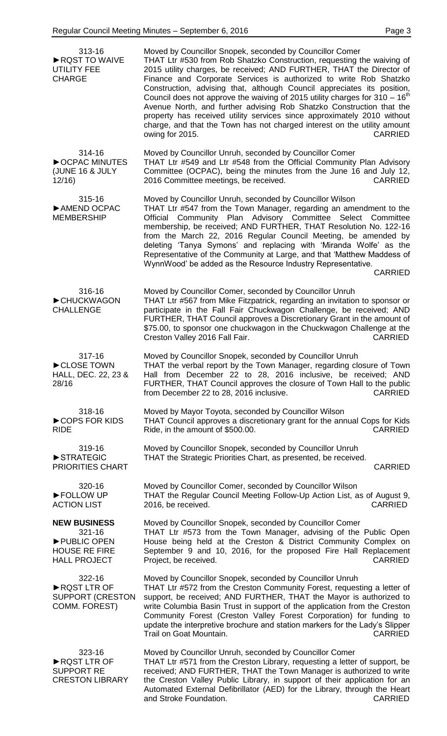**313-16**
**►RQST TO WAIVE UTILITY FEE CHARGE**

Moved by Councillor Snopek, seconded by Councillor Comer
THAT Ltr #530 from Rob Shatzko Construction, requesting the waiving of 2015 utility charges, be received; AND FURTHER, THAT the Director of Finance and Corporate Services is authorized to write Rob Shatzko Construction, advising that, although Council appreciates its position, Council does not approve the waiving of 2015 utility charges for 310 – 16th Avenue North, and further advising Rob Shatzko Construction that the property has received utility services since approximately 2010 without charge, and that the Town has not charged interest on the utility amount owing for 2015. CARRIED

**314-16**
**►OCPAC MINUTES (JUNE 16 & JULY 12/16)**

Moved by Councillor Unruh, seconded by Councillor Comer
THAT Ltr #549 and Ltr #548 from the Official Community Plan Advisory Committee (OCPAC), being the minutes from the June 16 and July 12, 2016 Committee meetings, be received. CARRIED

**315-16**
**►AMEND OCPAC MEMBERSHIP**

Moved by Councillor Unruh, seconded by Councillor Wilson
THAT Ltr #547 from the Town Manager, regarding an amendment to the Official Community Plan Advisory Committee Select Committee membership, be received; AND FURTHER, THAT Resolution No. 122-16 from the March 22, 2016 Regular Council Meeting, be amended by deleting 'Tanya Symons' and replacing with 'Miranda Wolfe' as the Representative of the Community at Large, and that 'Matthew Maddess of WynnWood' be added as the Resource Industry Representative. CARRIED

**316-16**
**►CHUCKWAGON CHALLENGE**

Moved by Councillor Comer, seconded by Councillor Unruh
THAT Ltr #567 from Mike Fitzpatrick, regarding an invitation to sponsor or participate in the Fall Fair Chuckwagon Challenge, be received; AND FURTHER, THAT Council approves a Discretionary Grant in the amount of $75.00, to sponsor one chuckwagon in the Chuckwagon Challenge at the Creston Valley 2016 Fall Fair. CARRIED

**317-16**
**►CLOSE TOWN HALL, DEC. 22, 23 & 28/16**

Moved by Councillor Snopek, seconded by Councillor Unruh
THAT the verbal report by the Town Manager, regarding closure of Town Hall from December 22 to 28, 2016 inclusive, be received; AND FURTHER, THAT Council approves the closure of Town Hall to the public from December 22 to 28, 2016 inclusive. CARRIED

**318-16**
**►COPS FOR KIDS RIDE**

Moved by Mayor Toyota, seconded by Councillor Wilson
THAT Council approves a discretionary grant for the annual Cops for Kids Ride, in the amount of $500.00. CARRIED

**319-16**
**►STRATEGIC PRIORITIES CHART**

Moved by Councillor Snopek, seconded by Councillor Unruh
THAT the Strategic Priorities Chart, as presented, be received. CARRIED

**320-16**
**►FOLLOW UP ACTION LIST**

Moved by Councillor Comer, seconded by Councillor Wilson
THAT the Regular Council Meeting Follow-Up Action List, as of August 9, 2016, be received. CARRIED

## NEW BUSINESS

**321-16**
**►PUBLIC OPEN HOUSE RE FIRE HALL PROJECT**

Moved by Councillor Snopek, seconded by Councillor Comer
THAT Ltr #573 from the Town Manager, advising of the Public Open House being held at the Creston & District Community Complex on September 9 and 10, 2016, for the proposed Fire Hall Replacement Project, be received. CARRIED

**322-16**
**►RQST LTR OF SUPPORT (CRESTON COMM. FOREST)**

Moved by Councillor Snopek, seconded by Councillor Unruh
THAT Ltr #572 from the Creston Community Forest, requesting a letter of support, be received; AND FURTHER, THAT the Mayor is authorized to write Columbia Basin Trust in support of the application from the Creston Community Forest (Creston Valley Forest Corporation) for funding to update the interpretive brochure and station markers for the Lady's Slipper Trail on Goat Mountain. CARRIED

**323-16**
**►RQST LTR OF SUPPORT RE CRESTON LIBRARY**

Moved by Councillor Unruh, seconded by Councillor Comer
THAT Ltr #571 from the Creston Library, requesting a letter of support, be received; AND FURTHER, THAT the Town Manager is authorized to write the Creston Valley Public Library, in support of their application for an Automated External Defibrillator (AED) for the Library, through the Heart and Stroke Foundation. CARRIED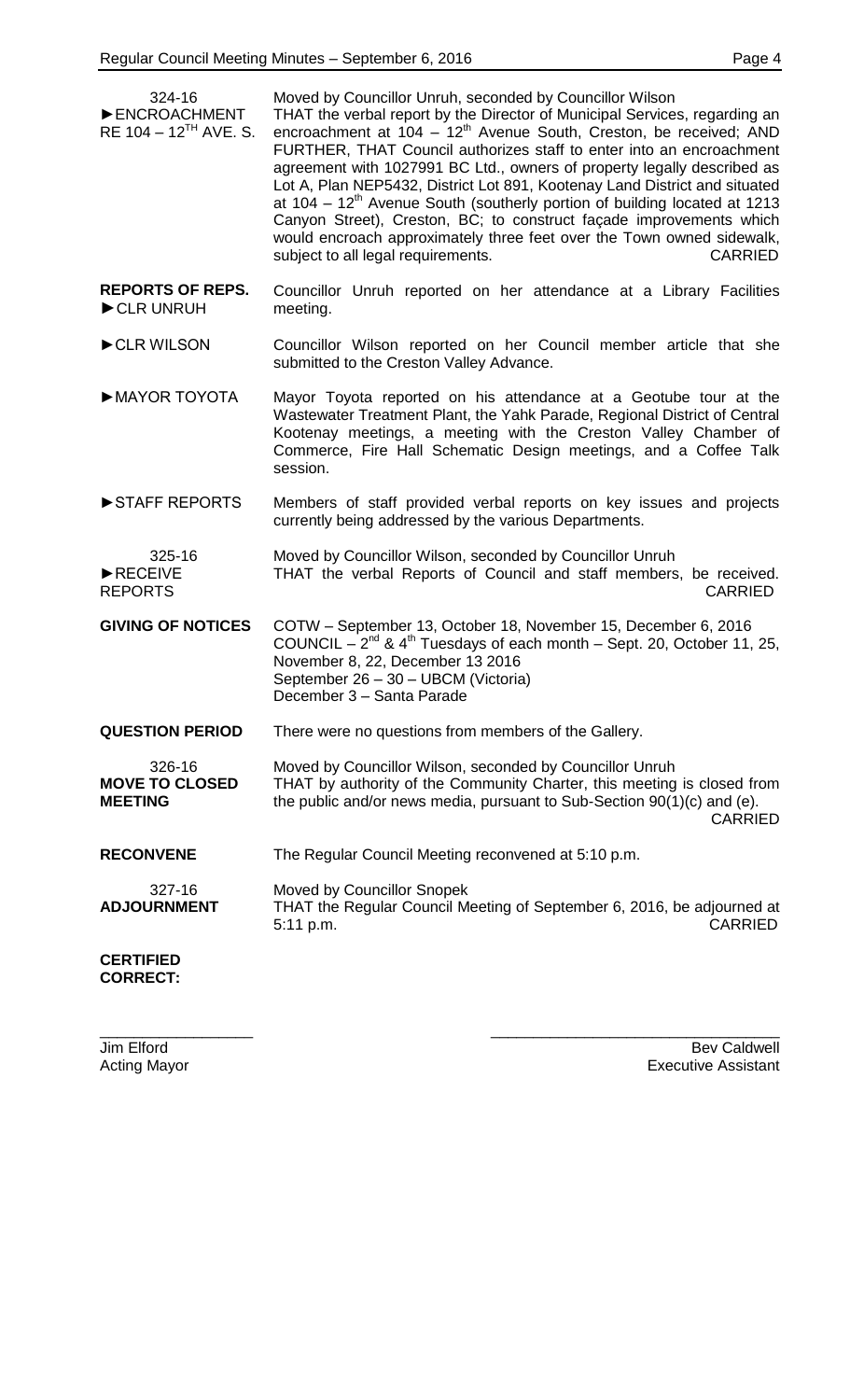324-16
►ENCROACHMENT RE 104 – 12TH AVE. S.

Moved by Councillor Unruh, seconded by Councillor Wilson
THAT the verbal report by the Director of Municipal Services, regarding an encroachment at 104 – 12th Avenue South, Creston, be received; AND FURTHER, THAT Council authorizes staff to enter into an encroachment agreement with 1027991 BC Ltd., owners of property legally described as Lot A, Plan NEP5432, District Lot 891, Kootenay Land District and situated at 104 – 12th Avenue South (southerly portion of building located at 1213 Canyon Street), Creston, BC; to construct façade improvements which would encroach approximately three feet over the Town owned sidewalk, subject to all legal requirements. CARRIED

**REPORTS OF REPS.**
►CLR UNRUH

Councillor Unruh reported on her attendance at a Library Facilities meeting.

►CLR WILSON

Councillor Wilson reported on her Council member article that she submitted to the Creston Valley Advance.

►MAYOR TOYOTA

Mayor Toyota reported on his attendance at a Geotube tour at the Wastewater Treatment Plant, the Yahk Parade, Regional District of Central Kootenay meetings, a meeting with the Creston Valley Chamber of Commerce, Fire Hall Schematic Design meetings, and a Coffee Talk session.

►STAFF REPORTS

Members of staff provided verbal reports on key issues and projects currently being addressed by the various Departments.

325-16
►RECEIVE REPORTS

Moved by Councillor Wilson, seconded by Councillor Unruh
THAT the verbal Reports of Council and staff members, be received. CARRIED

**GIVING OF NOTICES**

COTW – September 13, October 18, November 15, December 6, 2016
COUNCIL – 2nd & 4th Tuesdays of each month – Sept. 20, October 11, 25, November 8, 22, December 13 2016
September 26 – 30 – UBCM (Victoria)
December 3 – Santa Parade

**QUESTION PERIOD**

There were no questions from members of the Gallery.

326-16
**MOVE TO CLOSED MEETING**

Moved by Councillor Wilson, seconded by Councillor Unruh
THAT by authority of the Community Charter, this meeting is closed from the public and/or news media, pursuant to Sub-Section 90(1)(c) and (e). CARRIED

**RECONVENE**

The Regular Council Meeting reconvened at 5:10 p.m.

327-16
**ADJOURNMENT**

Moved by Councillor Snopek
THAT the Regular Council Meeting of September 6, 2016, be adjourned at 5:11 p.m. CARRIED

**CERTIFIED CORRECT:**

\_\_\_\_\_\_\_\_\_\_\_\_\_\_\_\_\_\_
Jim Elford
Acting Mayor

\_\_\_\_\_\_\_\_\_\_\_\_\_\_\_\_\_\_
Bev Caldwell
Executive Assistant